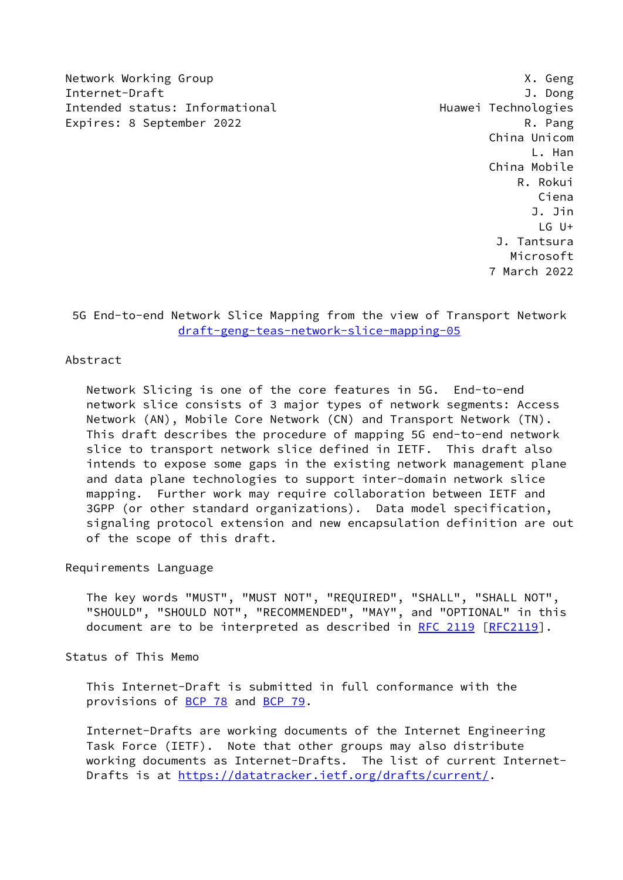Network Working Group — X. Geng
Internet-Draft — J. Dong
Intended status: Informational — Huawei Technologies
Expires: 8 September 2022 — R. Pang

China Unicom
L. Han
China Mobile
R. Rokui
Ciena
J. Jin
LG U+
J. Tantsura
Microsoft
7 March 2022

# 5G End-to-end Network Slice Mapping from the view of Transport Network

draft-geng-teas-network-slice-mapping-05

## Abstract

Network Slicing is one of the core features in 5G. End-to-end network slice consists of 3 major types of network segments: Access Network (AN), Mobile Core Network (CN) and Transport Network (TN). This draft describes the procedure of mapping 5G end-to-end network slice to transport network slice defined in IETF. This draft also intends to expose some gaps in the existing network management plane and data plane technologies to support inter-domain network slice mapping. Further work may require collaboration between IETF and 3GPP (or other standard organizations). Data model specification, signaling protocol extension and new encapsulation definition are out of the scope of this draft.

## Requirements Language

The key words "MUST", "MUST NOT", "REQUIRED", "SHALL", "SHALL NOT", "SHOULD", "SHOULD NOT", "RECOMMENDED", "MAY", and "OPTIONAL" in this document are to be interpreted as described in RFC 2119 [RFC2119].

## Status of This Memo

This Internet-Draft is submitted in full conformance with the provisions of BCP 78 and BCP 79.

Internet-Drafts are working documents of the Internet Engineering Task Force (IETF). Note that other groups may also distribute working documents as Internet-Drafts. The list of current Internet-Drafts is at https://datatracker.ietf.org/drafts/current/.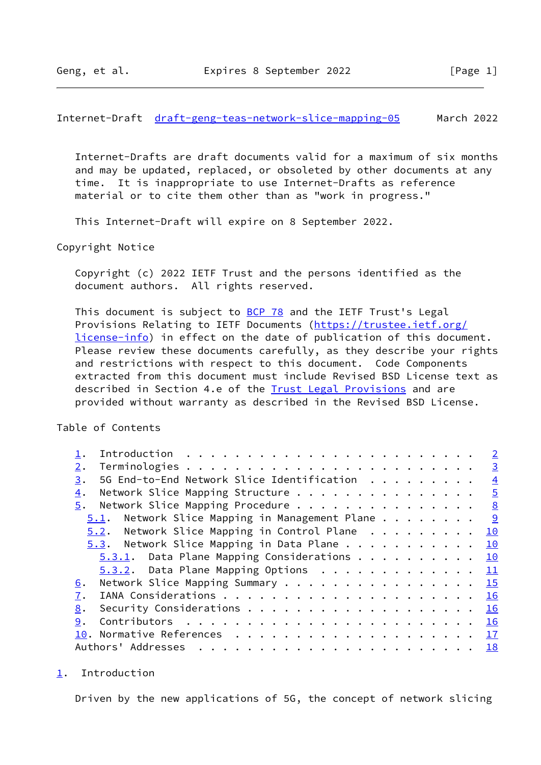Internet-Drafts are draft documents valid for a maximum of six months and may be updated, replaced, or obsoleted by other documents at any time. It is inappropriate to use Internet-Drafts as reference material or to cite them other than as "work in progress."

This Internet-Draft will expire on 8 September 2022.

Copyright Notice

Copyright (c) 2022 IETF Trust and the persons identified as the document authors. All rights reserved.

This document is subject to BCP 78 and the IETF Trust's Legal Provisions Relating to IETF Documents (https://trustee.ietf.org/license-info) in effect on the date of publication of this document. Please review these documents carefully, as they describe your rights and restrictions with respect to this document. Code Components extracted from this document must include Revised BSD License text as described in Section 4.e of the Trust Legal Provisions and are provided without warranty as described in the Revised BSD License.

Table of Contents

- 1. Introduction . . . . . . . . . . . . . . . . . . . . . . . . 2
- 2. Terminologies . . . . . . . . . . . . . . . . . . . . . . . . 3
- 3. 5G End-to-End Network Slice Identification . . . . . . . . . 4
- 4. Network Slice Mapping Structure . . . . . . . . . . . . . . . 5
- 5. Network Slice Mapping Procedure . . . . . . . . . . . . . . . 8
  - 5.1. Network Slice Mapping in Management Plane . . . . . . . . 9
  - 5.2. Network Slice Mapping in Control Plane . . . . . . . . . 10
  - 5.3. Network Slice Mapping in Data Plane . . . . . . . . . . . 10
    - 5.3.1. Data Plane Mapping Considerations . . . . . . . . . . 10
    - 5.3.2. Data Plane Mapping Options . . . . . . . . . . . . . 11
- 6. Network Slice Mapping Summary . . . . . . . . . . . . . . . . 15
- 7. IANA Considerations . . . . . . . . . . . . . . . . . . . . . 16
- 8. Security Considerations . . . . . . . . . . . . . . . . . . . 16
- 9. Contributors . . . . . . . . . . . . . . . . . . . . . . . . 16
- 10. Normative References . . . . . . . . . . . . . . . . . . . . 17
- Authors' Addresses . . . . . . . . . . . . . . . . . . . . . . . 18

## 1. Introduction

Driven by the new applications of 5G, the concept of network slicing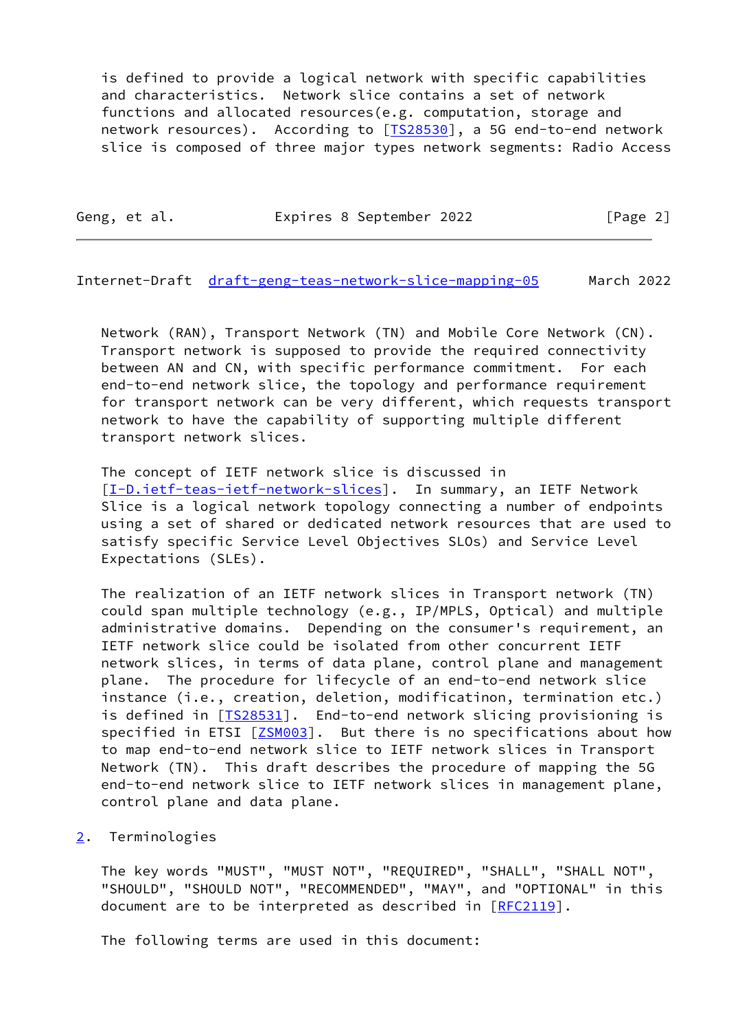is defined to provide a logical network with specific capabilities and characteristics. Network slice contains a set of network functions and allocated resources(e.g. computation, storage and network resources). According to [TS28530], a 5G end-to-end network slice is composed of three major types network segments: Radio Access Network (RAN), Transport Network (TN) and Mobile Core Network (CN). Transport network is supposed to provide the required connectivity between AN and CN, with specific performance commitment. For each end-to-end network slice, the topology and performance requirement for transport network can be very different, which requests transport network to have the capability of supporting multiple different transport network slices.

The concept of IETF network slice is discussed in [I-D.ietf-teas-ietf-network-slices]. In summary, an IETF Network Slice is a logical network topology connecting a number of endpoints using a set of shared or dedicated network resources that are used to satisfy specific Service Level Objectives SLOs) and Service Level Expectations (SLEs).

The realization of an IETF network slices in Transport network (TN) could span multiple technology (e.g., IP/MPLS, Optical) and multiple administrative domains. Depending on the consumer's requirement, an IETF network slice could be isolated from other concurrent IETF network slices, in terms of data plane, control plane and management plane. The procedure for lifecycle of an end-to-end network slice instance (i.e., creation, deletion, modificatinon, termination etc.) is defined in [TS28531]. End-to-end network slicing provisioning is specified in ETSI [ZSM003]. But there is no specifications about how to map end-to-end network slice to IETF network slices in Transport Network (TN). This draft describes the procedure of mapping the 5G end-to-end network slice to IETF network slices in management plane, control plane and data plane.

## 2. Terminologies

The key words "MUST", "MUST NOT", "REQUIRED", "SHALL", "SHALL NOT", "SHOULD", "SHOULD NOT", "RECOMMENDED", "MAY", and "OPTIONAL" in this document are to be interpreted as described in [RFC2119].

The following terms are used in this document: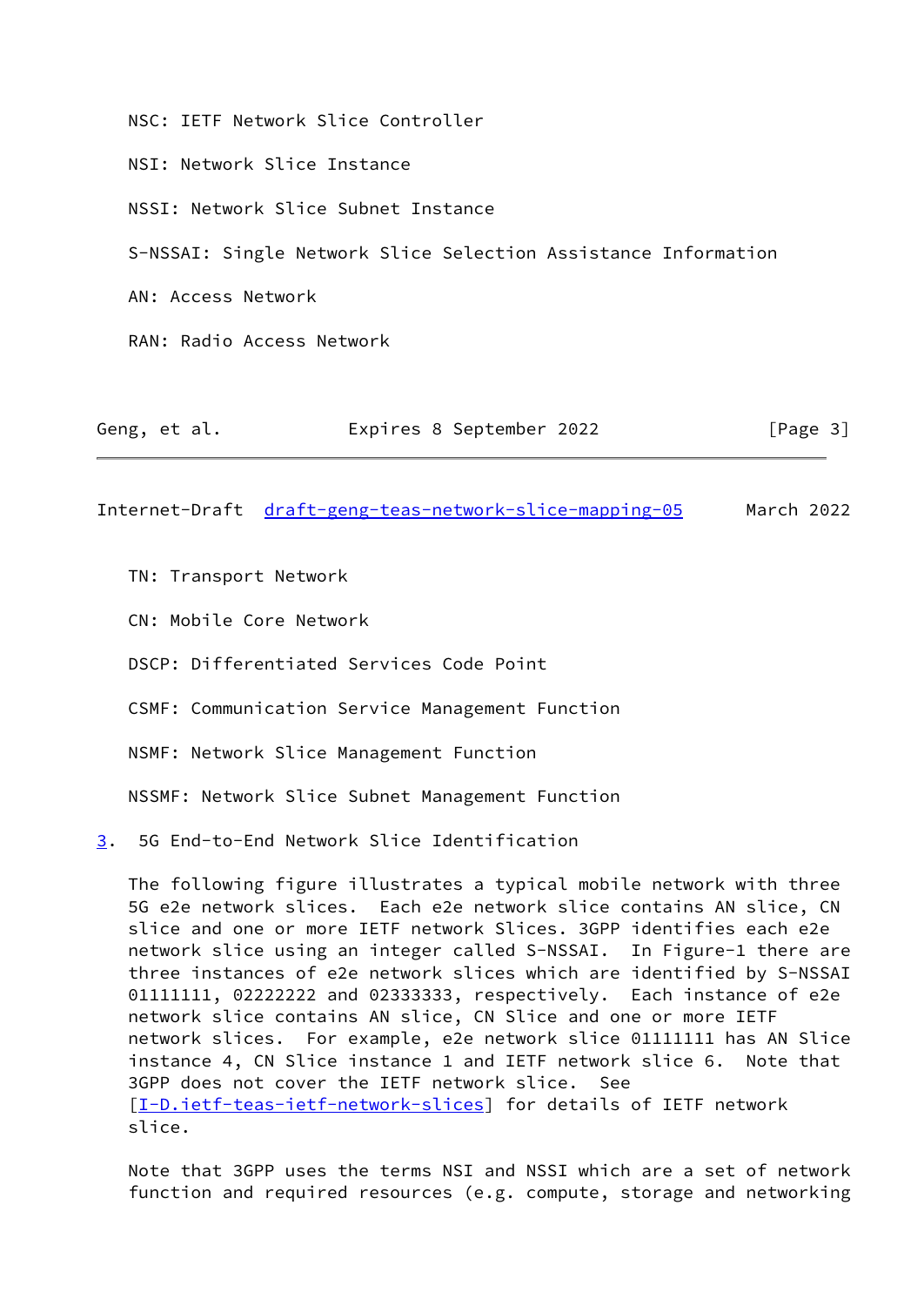NSC: IETF Network Slice Controller

NSI: Network Slice Instance

NSSI: Network Slice Subnet Instance

S-NSSAI: Single Network Slice Selection Assistance Information

AN: Access Network

RAN: Radio Access Network

TN: Transport Network

CN: Mobile Core Network

DSCP: Differentiated Services Code Point

CSMF: Communication Service Management Function

NSMF: Network Slice Management Function

NSSMF: Network Slice Subnet Management Function

## 3. 5G End-to-End Network Slice Identification

The following figure illustrates a typical mobile network with three 5G e2e network slices. Each e2e network slice contains AN slice, CN slice and one or more IETF network Slices. 3GPP identifies each e2e network slice using an integer called S-NSSAI. In Figure-1 there are three instances of e2e network slices which are identified by S-NSSAI 01111111, 02222222 and 02333333, respectively. Each instance of e2e network slice contains AN slice, CN Slice and one or more IETF network slices. For example, e2e network slice 01111111 has AN Slice instance 4, CN Slice instance 1 and IETF network slice 6. Note that 3GPP does not cover the IETF network slice. See [I-D.ietf-teas-ietf-network-slices] for details of IETF network slice.

Note that 3GPP uses the terms NSI and NSSI which are a set of network function and required resources (e.g. compute, storage and networking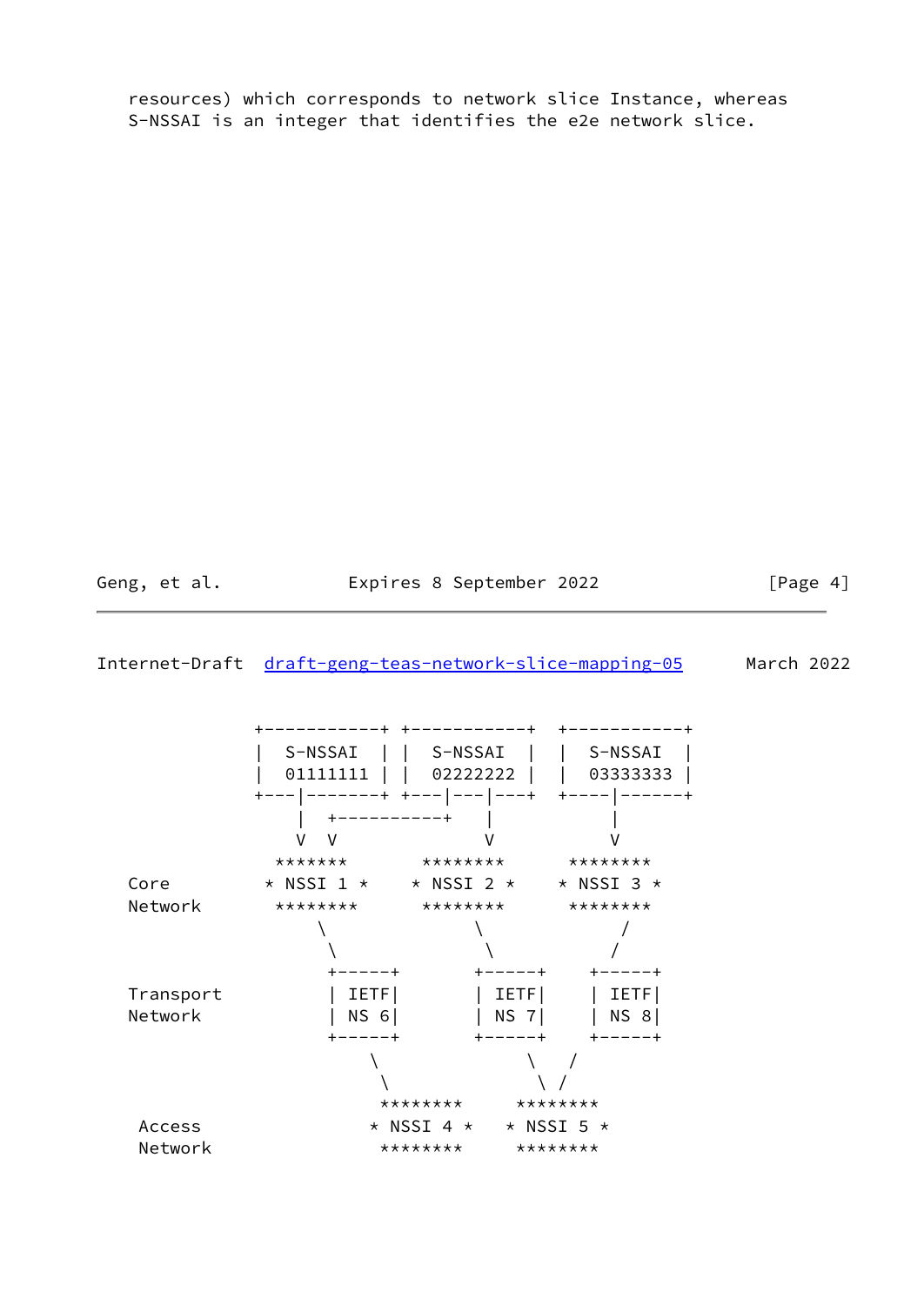resources) which corresponds to network slice Instance, whereas S-NSSAI is an integer that identifies the e2e network slice.

```
              +-----------+ +-----------+  +-----------+
              |  S-NSSAI  | |  S-NSSAI  |  |  S-NSSAI  |
              |  01111111 | |  02222222 |  |  03333333 |
              +---|-------+ +---|---|---+  +----|------+
                  |  +----------+   |           |
                  V  V              V           V
                *******        ********      ********
 Core          * NSSI 1 *     * NSSI 2 *    * NSSI 3 *
 Network        ********       ********      ********
                    \              \             /
                     \              \           /
                     +-----+        +-----+    +-----+
 Transport           | IETF|        | IETF|    | IETF|
 Network             | NS 6|        | NS 7|    | NS 8|
                     +-----+        +-----+    +-----+
                         \              \    /
                          \              \  /
                        ********      ********
  Access               * NSSI 4 *    * NSSI 5 *
  Network               ********      ********
```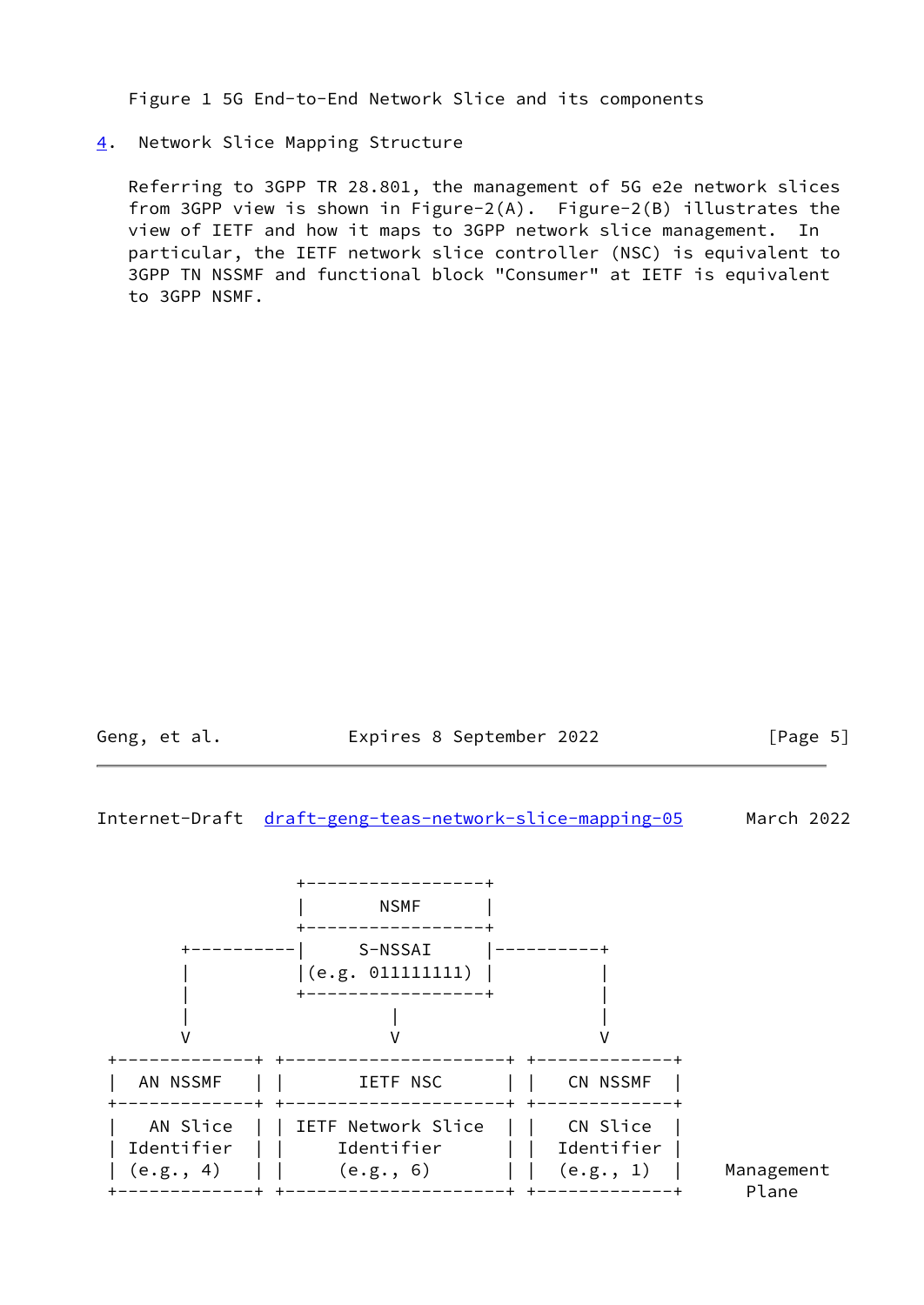Figure 1 5G End-to-End Network Slice and its components

## 4. Network Slice Mapping Structure

Referring to 3GPP TR 28.801, the management of 5G e2e network slices from 3GPP view is shown in Figure-2(A). Figure-2(B) illustrates the view of IETF and how it maps to 3GPP network slice management. In particular, the IETF network slice controller (NSC) is equivalent to 3GPP TN NSSMF and functional block "Consumer" at IETF is equivalent to 3GPP NSMF.

```
                  +------------------+
                  |       NSMF       |
                  +------------------+
       +----------|     S-NSSAI      |----------+
       |          |(e.g. 011111111)  |          |
       |          +------------------+          |
       |                   |                    |
       V                   V                    V
+--------------+ +----------------------+ +--------------+
|   AN NSSMF   | |       IETF NSC       | |   CN NSSMF   |
+--------------+ +----------------------+ +--------------+
|   AN Slice   | | IETF Network Slice   | |   CN Slice   |
|  Identifier  | |     Identifier       | |  Identifier  |
|  (e.g., 4)   | |     (e.g., 6)        | |  (e.g., 1)   |   Management
+--------------+ +----------------------+ +--------------+     Plane
```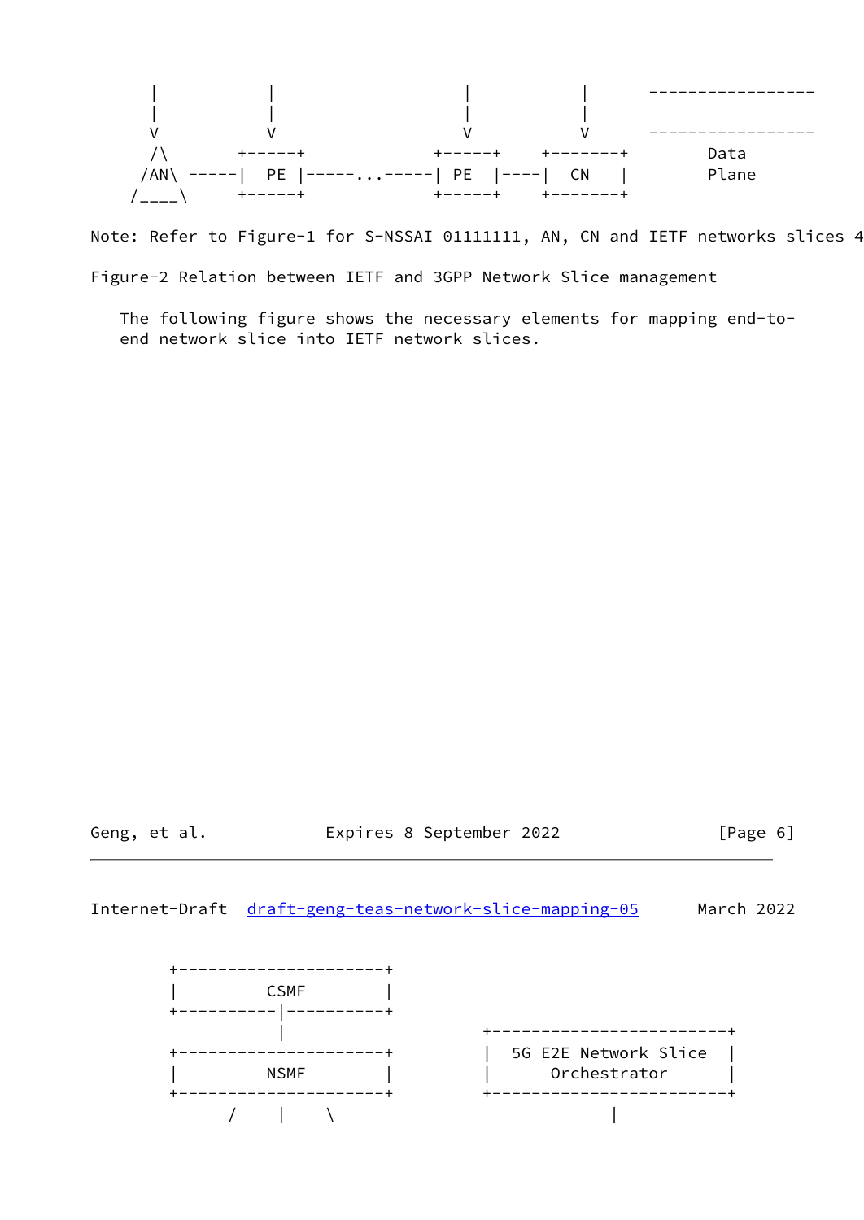```
      |           |                   |           |      -----------------
      |           |                   |           |
      V           V                   V           V      -----------------
     /\       +-----+            +-----+     +-------+       Data
    /AN\ -----|  PE |-----...-----| PE  |----|  CN   |       Plane
   /____\     +-----+            +-----+     +-------+
```

Note: Refer to Figure-1 for S-NSSAI 01111111, AN, CN and IETF networks slices 4

Figure-2 Relation between IETF and 3GPP Network Slice management

The following figure shows the necessary elements for mapping end-to-end network slice into IETF network slices.

```
        +----------------------+
        |         CSMF         |
        +-----------|----------+
                    |                 +------------------------+
        +----------------------+      |  5G E2E Network Slice  |
        |         NSMF         |      |     Orchestrator        |
        +----------------------+      +------------------------+
             /      |      \                       |
```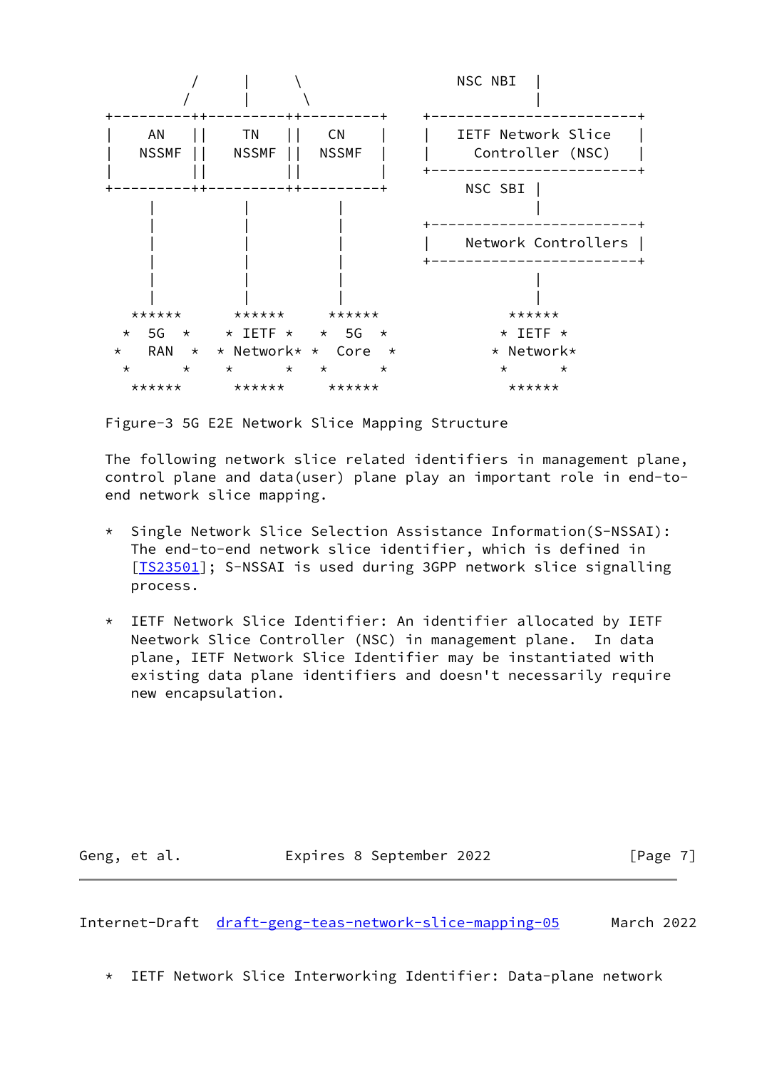```
         /      |      \               NSC NBI  |
        /       |       \                       |
+---------++---------++---------+    +-------------------------+
|    AN   ||    TN   ||    CN   |    |   IETF Network Slice    |
|   NSSMF ||   NSSMF ||  NSSMF  |    |     Controller (NSC)    |
|         ||         ||         |    +-------------------------+
+---------++---------++---------+       NSC SBI |
     |           |         |                    |
     |           |         |         +-------------------------+
     |           |         |         |    Network Controllers |
     |           |         |         +-------------------------+
     |           |         |                    |
     |           |         |                    |
   ******      ******     ******              ******
  *  5G  *    * IETF *   *  5G  *            * IETF *
 *   RAN  *  * Network* *  Core  *          * Network*
  *      *    *      *   *      *            *      *
   ******      ******     ******              ******
```

Figure-3 5G E2E Network Slice Mapping Structure

The following network slice related identifiers in management plane, control plane and data(user) plane play an important role in end-to-end network slice mapping.

* Single Network Slice Selection Assistance Information(S-NSSAI): The end-to-end network slice identifier, which is defined in [TS23501]; S-NSSAI is used during 3GPP network slice signalling process.

* IETF Network Slice Identifier: An identifier allocated by IETF Neetwork Slice Controller (NSC) in management plane. In data plane, IETF Network Slice Identifier may be instantiated with existing data plane identifiers and doesn't necessarily require new encapsulation.

* IETF Network Slice Interworking Identifier: Data-plane network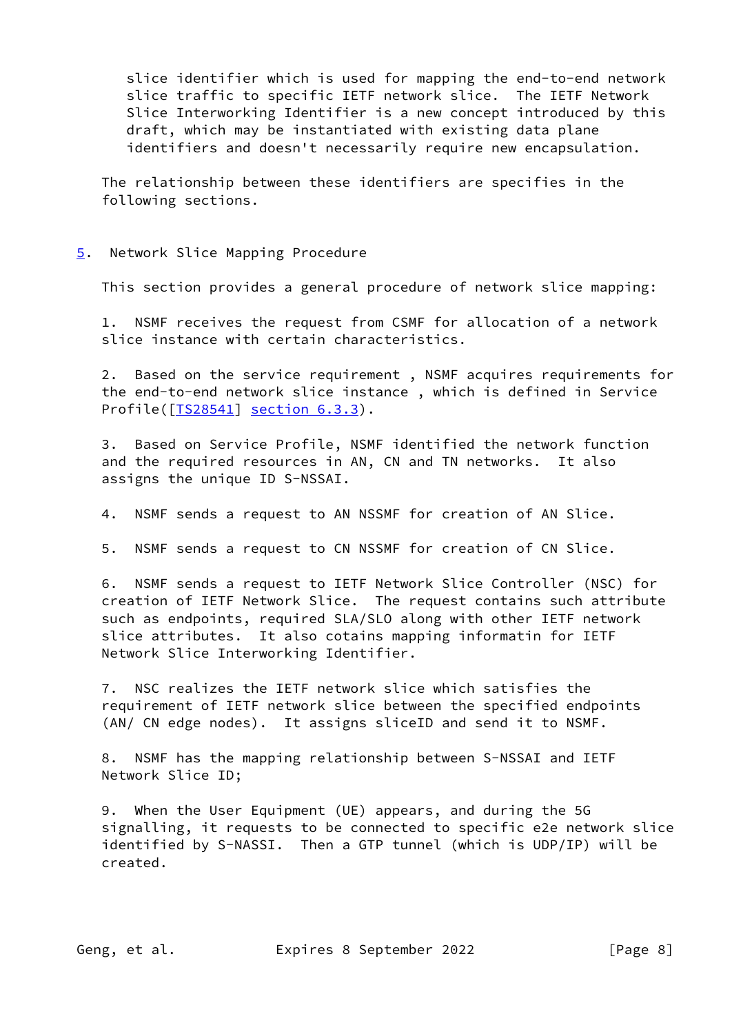slice identifier which is used for mapping the end-to-end network slice traffic to specific IETF network slice. The IETF Network Slice Interworking Identifier is a new concept introduced by this draft, which may be instantiated with existing data plane identifiers and doesn't necessarily require new encapsulation.

The relationship between these identifiers are specifies in the following sections.

## 5. Network Slice Mapping Procedure

This section provides a general procedure of network slice mapping:

1. NSMF receives the request from CSMF for allocation of a network slice instance with certain characteristics.

2. Based on the service requirement , NSMF acquires requirements for the end-to-end network slice instance , which is defined in Service Profile([TS28541] section 6.3.3).

3. Based on Service Profile, NSMF identified the network function and the required resources in AN, CN and TN networks. It also assigns the unique ID S-NSSAI.

4. NSMF sends a request to AN NSSMF for creation of AN Slice.

5. NSMF sends a request to CN NSSMF for creation of CN Slice.

6. NSMF sends a request to IETF Network Slice Controller (NSC) for creation of IETF Network Slice. The request contains such attribute such as endpoints, required SLA/SLO along with other IETF network slice attributes. It also cotains mapping informatin for IETF Network Slice Interworking Identifier.

7. NSC realizes the IETF network slice which satisfies the requirement of IETF network slice between the specified endpoints (AN/ CN edge nodes). It assigns sliceID and send it to NSMF.

8. NSMF has the mapping relationship between S-NSSAI and IETF Network Slice ID;

9. When the User Equipment (UE) appears, and during the 5G signalling, it requests to be connected to specific e2e network slice identified by S-NASSI. Then a GTP tunnel (which is UDP/IP) will be created.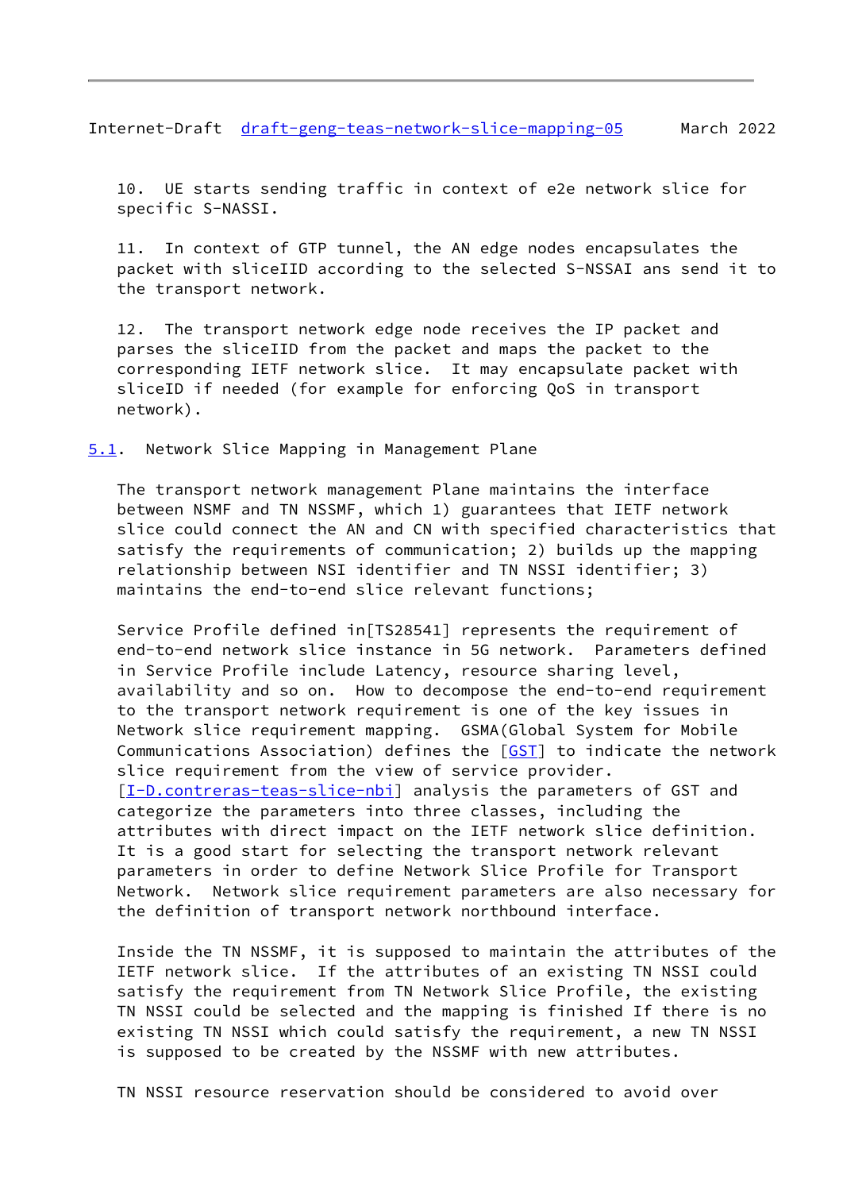10. UE starts sending traffic in context of e2e network slice for specific S-NASSI.

11. In context of GTP tunnel, the AN edge nodes encapsulates the packet with sliceIID according to the selected S-NSSAI ans send it to the transport network.

12. The transport network edge node receives the IP packet and parses the sliceIID from the packet and maps the packet to the corresponding IETF network slice. It may encapsulate packet with sliceID if needed (for example for enforcing QoS in transport network).

## 5.1. Network Slice Mapping in Management Plane

The transport network management Plane maintains the interface between NSMF and TN NSSMF, which 1) guarantees that IETF network slice could connect the AN and CN with specified characteristics that satisfy the requirements of communication; 2) builds up the mapping relationship between NSI identifier and TN NSSI identifier; 3) maintains the end-to-end slice relevant functions;

Service Profile defined in[TS28541] represents the requirement of end-to-end network slice instance in 5G network. Parameters defined in Service Profile include Latency, resource sharing level, availability and so on. How to decompose the end-to-end requirement to the transport network requirement is one of the key issues in Network slice requirement mapping. GSMA(Global System for Mobile Communications Association) defines the [GST] to indicate the network slice requirement from the view of service provider. [I-D.contreras-teas-slice-nbi] analysis the parameters of GST and categorize the parameters into three classes, including the attributes with direct impact on the IETF network slice definition. It is a good start for selecting the transport network relevant parameters in order to define Network Slice Profile for Transport Network. Network slice requirement parameters are also necessary for the definition of transport network northbound interface.

Inside the TN NSSMF, it is supposed to maintain the attributes of the IETF network slice. If the attributes of an existing TN NSSI could satisfy the requirement from TN Network Slice Profile, the existing TN NSSI could be selected and the mapping is finished If there is no existing TN NSSI which could satisfy the requirement, a new TN NSSI is supposed to be created by the NSSMF with new attributes.

TN NSSI resource reservation should be considered to avoid over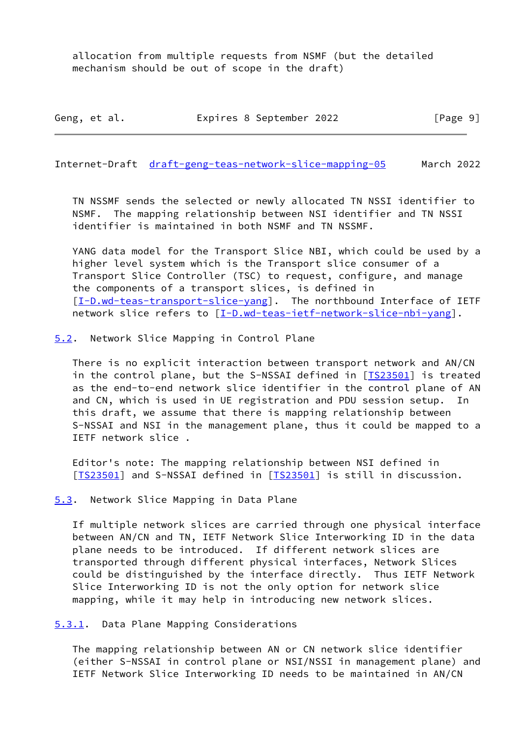allocation from multiple requests from NSMF (but the detailed mechanism should be out of scope in the draft)

TN NSSMF sends the selected or newly allocated TN NSSI identifier to NSMF. The mapping relationship between NSI identifier and TN NSSI identifier is maintained in both NSMF and TN NSSMF.

YANG data model for the Transport Slice NBI, which could be used by a higher level system which is the Transport slice consumer of a Transport Slice Controller (TSC) to request, configure, and manage the components of a transport slices, is defined in [I-D.wd-teas-transport-slice-yang]. The northbound Interface of IETF network slice refers to [I-D.wd-teas-ietf-network-slice-nbi-yang].

### 5.2. Network Slice Mapping in Control Plane

There is no explicit interaction between transport network and AN/CN in the control plane, but the S-NSSAI defined in [TS23501] is treated as the end-to-end network slice identifier in the control plane of AN and CN, which is used in UE registration and PDU session setup. In this draft, we assume that there is mapping relationship between S-NSSAI and NSI in the management plane, thus it could be mapped to a IETF network slice .

Editor's note: The mapping relationship between NSI defined in [TS23501] and S-NSSAI defined in [TS23501] is still in discussion.

### 5.3. Network Slice Mapping in Data Plane

If multiple network slices are carried through one physical interface between AN/CN and TN, IETF Network Slice Interworking ID in the data plane needs to be introduced. If different network slices are transported through different physical interfaces, Network Slices could be distinguished by the interface directly. Thus IETF Network Slice Interworking ID is not the only option for network slice mapping, while it may help in introducing new network slices.

#### 5.3.1. Data Plane Mapping Considerations

The mapping relationship between AN or CN network slice identifier (either S-NSSAI in control plane or NSI/NSSI in management plane) and IETF Network Slice Interworking ID needs to be maintained in AN/CN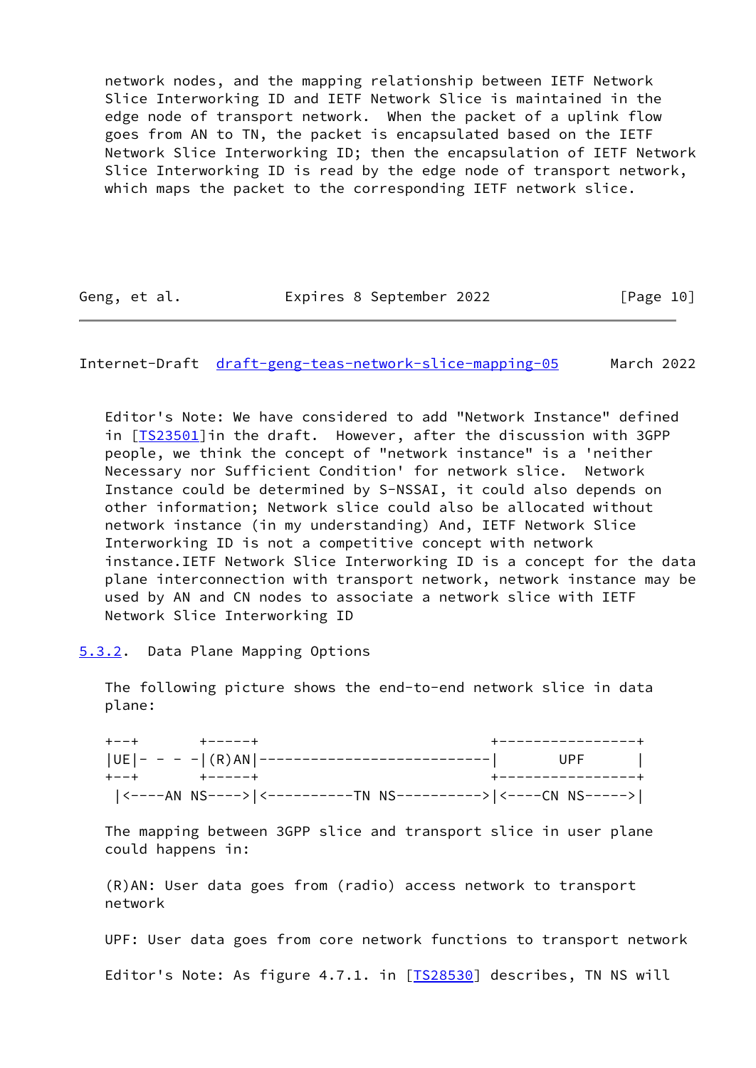network nodes, and the mapping relationship between IETF Network Slice Interworking ID and IETF Network Slice is maintained in the edge node of transport network. When the packet of a uplink flow goes from AN to TN, the packet is encapsulated based on the IETF Network Slice Interworking ID; then the encapsulation of IETF Network Slice Interworking ID is read by the edge node of transport network, which maps the packet to the corresponding IETF network slice.

Editor's Note: We have considered to add "Network Instance" defined in [TS23501]in the draft. However, after the discussion with 3GPP people, we think the concept of "network instance" is a 'neither Necessary nor Sufficient Condition' for network slice. Network Instance could be determined by S-NSSAI, it could also depends on other information; Network slice could also be allocated without network instance (in my understanding) And, IETF Network Slice Interworking ID is not a competitive concept with network instance.IETF Network Slice Interworking ID is a concept for the data plane interconnection with transport network, network instance may be used by AN and CN nodes to associate a network slice with IETF Network Slice Interworking ID

### 5.3.2. Data Plane Mapping Options

The following picture shows the end-to-end network slice in data plane:

```
+--+       +-----+                           +-----------------+
|UE|- - - -|(R)AN|---------------------------|       UPF       |
+--+       +-----+                           +-----------------+
 |<----AN NS---->|<----------TN NS---------->|<----CN NS----->|
```

The mapping between 3GPP slice and transport slice in user plane could happens in:

(R)AN: User data goes from (radio) access network to transport network

UPF: User data goes from core network functions to transport network

Editor's Note: As figure 4.7.1. in [TS28530] describes, TN NS will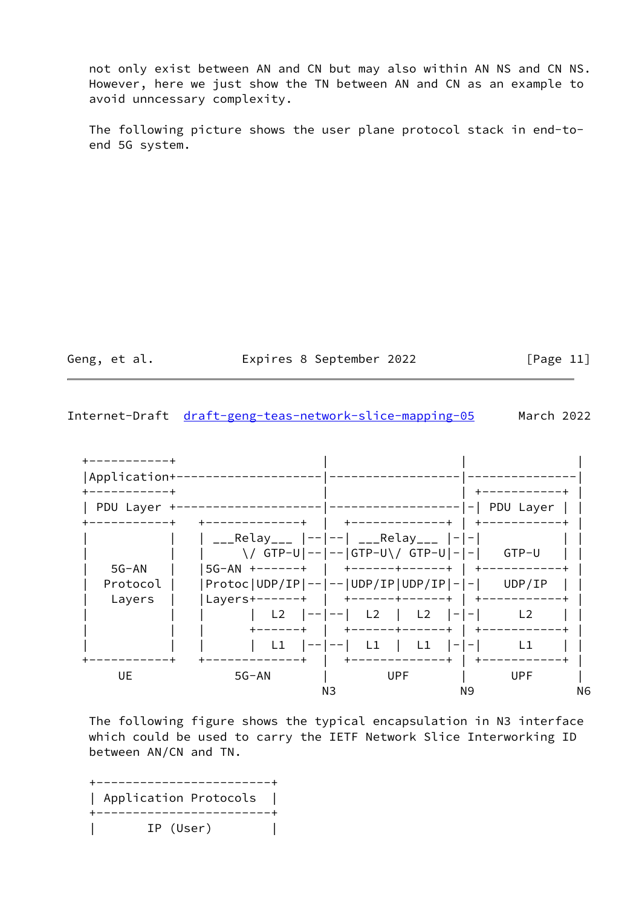not only exist between AN and CN but may also within AN NS and CN NS. However, here we just show the TN between AN and CN as an example to avoid unncessary complexity.

The following picture shows the user plane protocol stack in end-to-end 5G system.

```
 +-----------+                         |                  |               |
 |Application+-------------------------|------------------|---------------|
 +-----------+                         |                  | +-----------+ |
 | PDU Layer +-------------------------|------------------|-| PDU Layer | |
 +-----------+   +--------------+      |  +--------------+  | +-----------+ |
 |           |   | ___Relay___ |--|--| ___Relay___ |-|-|           | |
 |           |   |     \/ GTP-U|--|--|GTP-U\/ GTP-U|-|-|   GTP-U   | |
 |   5G-AN   |   |5G-AN +------+   |  +------+------+ | +-----------+ |
 |  Protocol |   |Protoc|UDP/IP|--|--|UDP/IP|UDP/IP|-|-|   UDP/IP  | |
 |   Layers  |   |Layers+------+   |  +------+------+ | +-----------+ |
 |           |   |       |  L2  |--|--|  L2  |  L2  |-|-|     L2    | |
 |           |   |       +------+   |  +------+------+ | +-----------+ |
 |           |   |       |  L1  |--|--|  L1  |  L1  |-|-|     L1    | |
 +-----------+   +--------------+   |  +--------------+ | +-----------+ |
      UE             5G-AN          |       UPF         |     UPF       |
                                   N3                  N9              N6
```

The following figure shows the typical encapsulation in N3 interface which could be used to carry the IETF Network Slice Interworking ID between AN/CN and TN.

```
+------------------------+
| Application Protocols  |
+------------------------+
|       IP (User)        |
```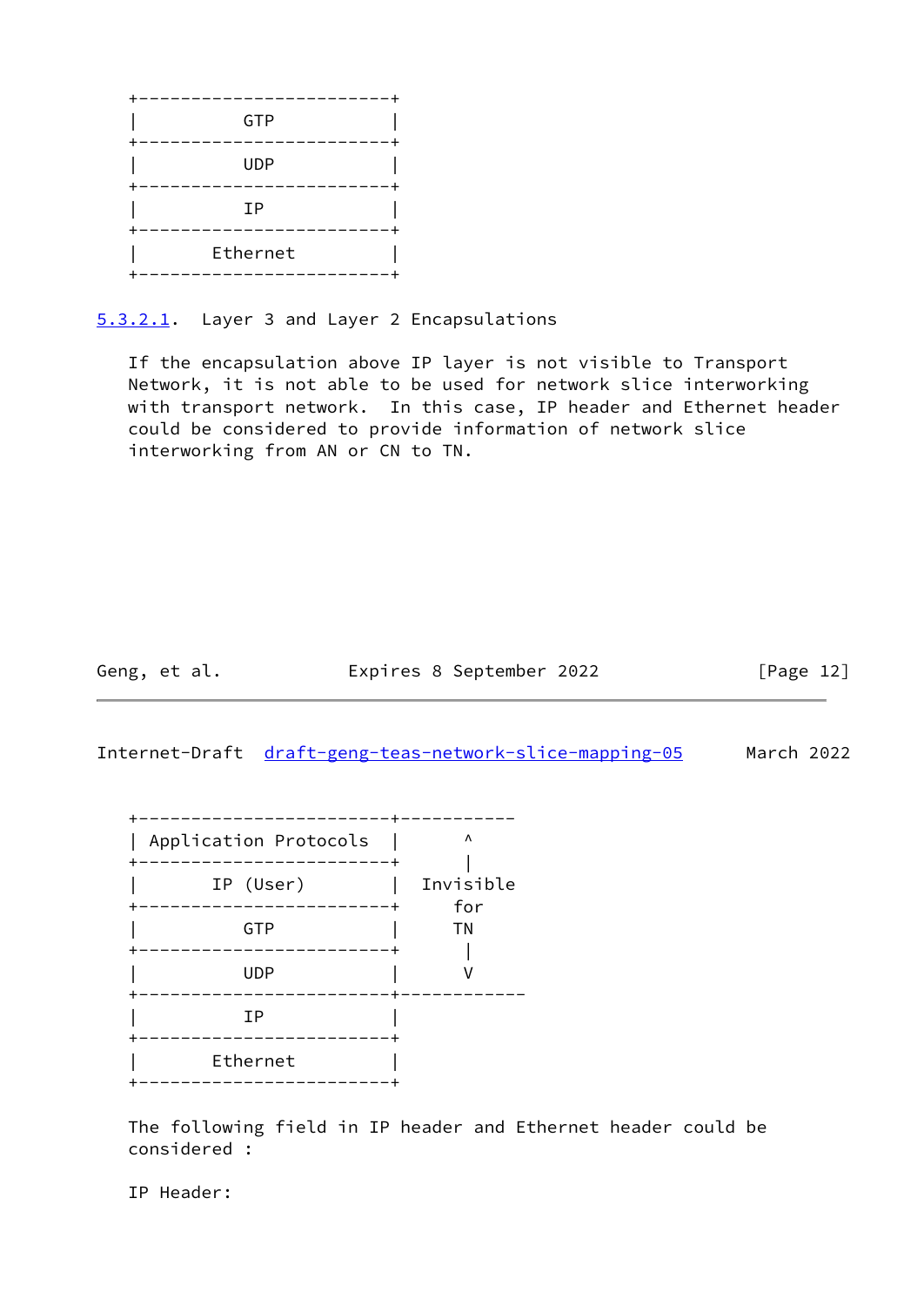```
+------------------------+
|          GTP           |
+------------------------+
|          UDP           |
+------------------------+
|          IP            |
+------------------------+
|       Ethernet         |
+------------------------+
```

#### 5.3.2.1. Layer 3 and Layer 2 Encapsulations

If the encapsulation above IP layer is not visible to Transport Network, it is not able to be used for network slice interworking with transport network. In this case, IP header and Ethernet header could be considered to provide information of network slice interworking from AN or CN to TN.

```
+------------------------+-----------
| Application Protocols  |      ^
+------------------------+      |
|       IP (User)        |  Invisible
+------------------------+     for
|          GTP           |     TN
+------------------------+      |
|          UDP           |      V
+------------------------+------------
|          IP            |
+------------------------+
|       Ethernet         |
+------------------------+
```

The following field in IP header and Ethernet header could be considered :

IP Header: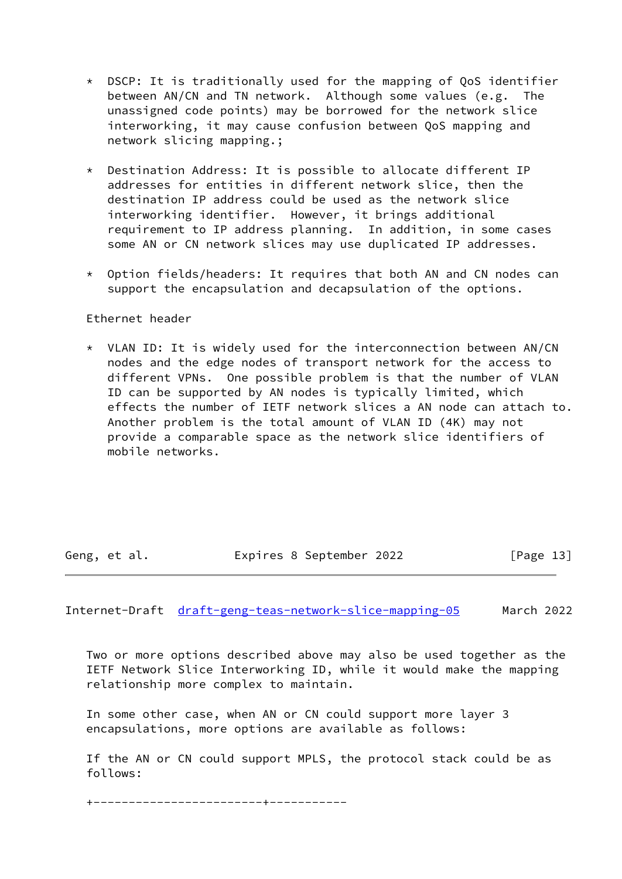* DSCP: It is traditionally used for the mapping of QoS identifier between AN/CN and TN network. Although some values (e.g. The unassigned code points) may be borrowed for the network slice interworking, it may cause confusion between QoS mapping and network slicing mapping.;

* Destination Address: It is possible to allocate different IP addresses for entities in different network slice, then the destination IP address could be used as the network slice interworking identifier. However, it brings additional requirement to IP address planning. In addition, in some cases some AN or CN network slices may use duplicated IP addresses.

* Option fields/headers: It requires that both AN and CN nodes can support the encapsulation and decapsulation of the options.

Ethernet header

* VLAN ID: It is widely used for the interconnection between AN/CN nodes and the edge nodes of transport network for the access to different VPNs. One possible problem is that the number of VLAN ID can be supported by AN nodes is typically limited, which effects the number of IETF network slices a AN node can attach to. Another problem is the total amount of VLAN ID (4K) may not provide a comparable space as the network slice identifiers of mobile networks.

Two or more options described above may also be used together as the IETF Network Slice Interworking ID, while it would make the mapping relationship more complex to maintain.

In some other case, when AN or CN could support more layer 3 encapsulations, more options are available as follows:

If the AN or CN could support MPLS, the protocol stack could be as follows:

```
+-----------------------+-----------
```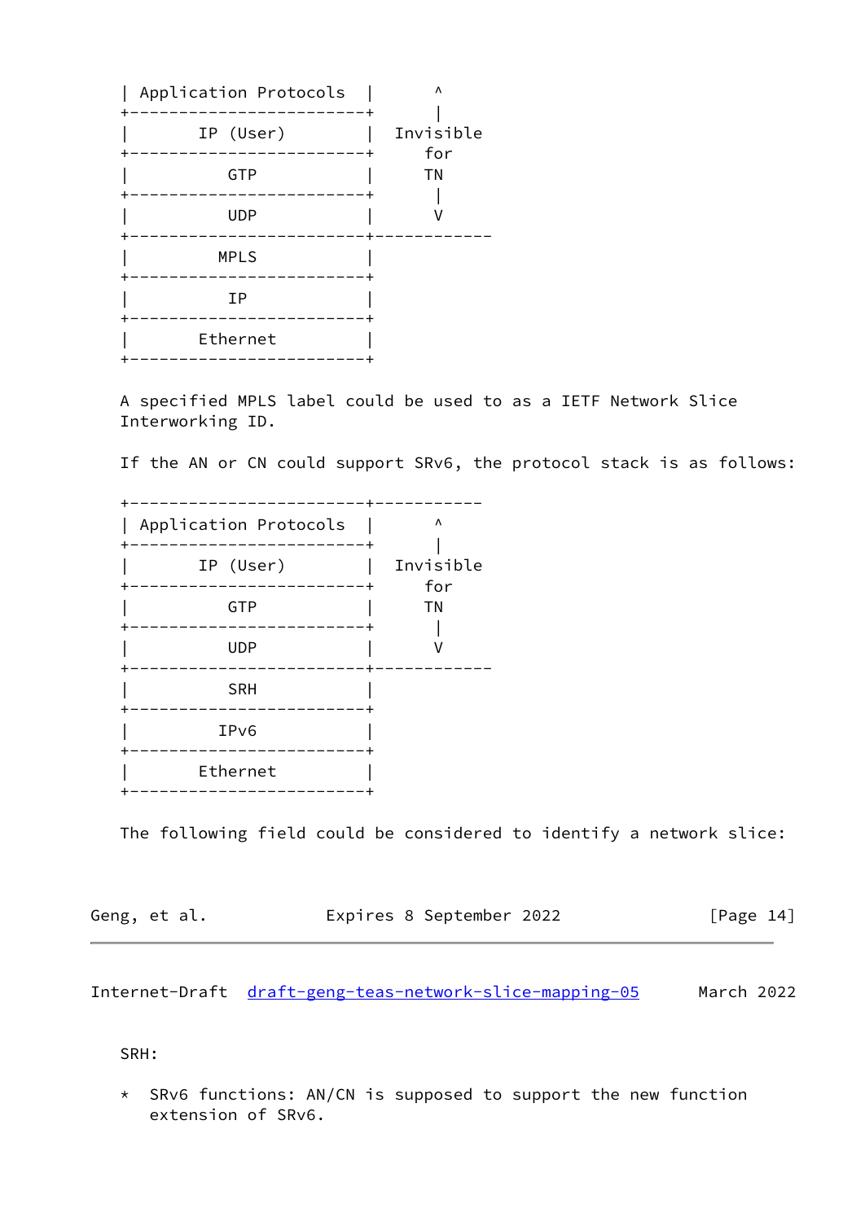```
| Application Protocols  |      ^
+------------------------+      |
|       IP (User)        |  Invisible
+------------------------+     for
|          GTP           |     TN
+------------------------+      |
|          UDP           |      V
+------------------------+-----------
|         MPLS           |
+------------------------+
|          IP            |
+------------------------+
|       Ethernet         |
+------------------------+
```

A specified MPLS label could be used to as a IETF Network Slice Interworking ID.

If the AN or CN could support SRv6, the protocol stack is as follows:

```
+------------------------+-----------
| Application Protocols  |      ^
+------------------------+      |
|       IP (User)        |  Invisible
+------------------------+     for
|          GTP           |     TN
+------------------------+      |
|          UDP           |      V
+------------------------+-----------
|          SRH           |
+------------------------+
|         IPv6           |
+------------------------+
|       Ethernet         |
+------------------------+
```

The following field could be considered to identify a network slice:

SRH:

* SRv6 functions: AN/CN is supposed to support the new function extension of SRv6.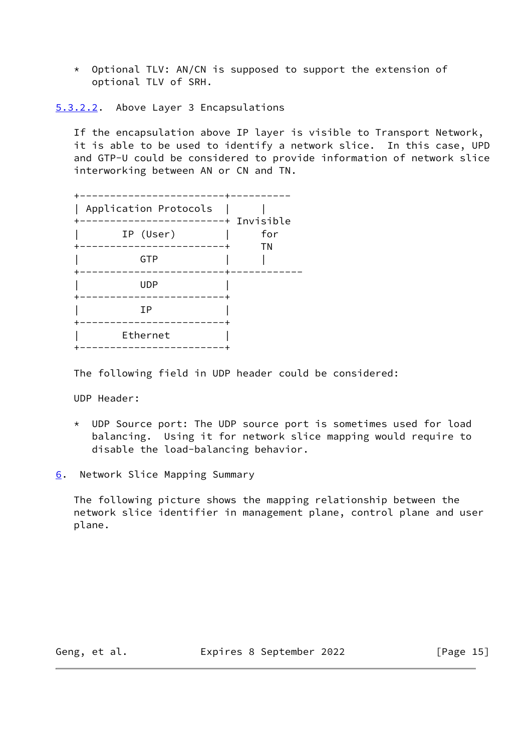* Optional TLV: AN/CN is supposed to support the extension of optional TLV of SRH.

#### 5.3.2.2. Above Layer 3 Encapsulations

If the encapsulation above IP layer is visible to Transport Network, it is able to be used to identify a network slice. In this case, UPD and GTP-U could be considered to provide information of network slice interworking between AN or CN and TN.

```
+------------------------+----------
| Application Protocols  |     |
+------------------------+ Invisible
|       IP (User)        |     for
+------------------------+     TN
|          GTP           |     |
+------------------------+------------
|          UDP           |
+------------------------+
|          IP            |
+------------------------+
|       Ethernet         |
+------------------------+
```

The following field in UDP header could be considered:

UDP Header:

* UDP Source port: The UDP source port is sometimes used for load balancing. Using it for network slice mapping would require to disable the load-balancing behavior.

## 6. Network Slice Mapping Summary

The following picture shows the mapping relationship between the network slice identifier in management plane, control plane and user plane.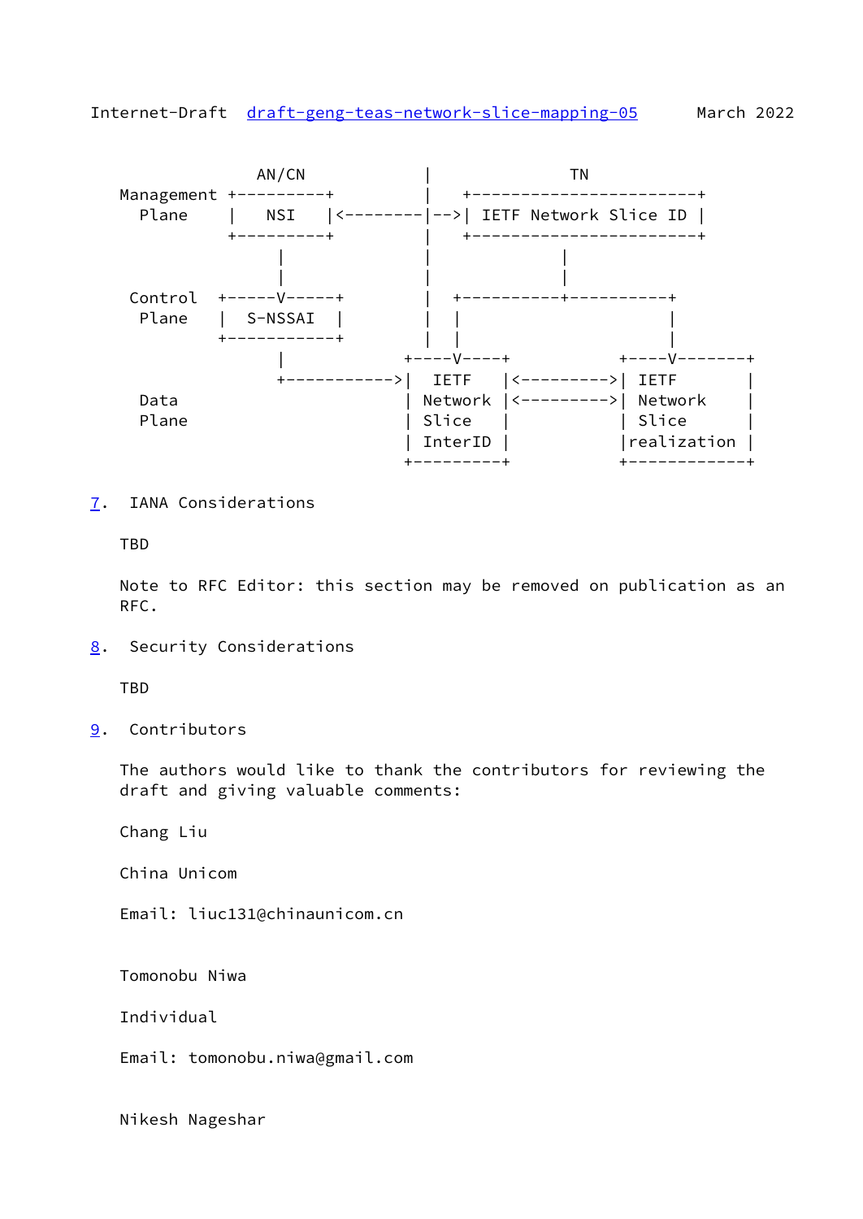```
                AN/CN           |             TN
   Management +---------+       |   +------------------------+
     Plane    |   NSI   |<--------|-->| IETF Network Slice ID |
              +---------+       |   +------------------------+
                   |            |              |
                   |            |              |
    Control  +-----V-----+      |  +----------+----------+
     Plane   |  S-NSSAI  |      |  |                     |
             +-----------+      |  |                     |
                   |         +----V----+           +----V-------+
                   +--------->|  IETF   |<--------->| IETF       |
     Data                    | Network |<--------->| Network    |
     Plane                   | Slice   |           | Slice      |
                             | InterID |           |realization |
                             +---------+           +------------+
```

## 7. IANA Considerations

TBD

Note to RFC Editor: this section may be removed on publication as an RFC.

## 8. Security Considerations

TBD

## 9. Contributors

The authors would like to thank the contributors for reviewing the draft and giving valuable comments:

Chang Liu

China Unicom

Email: liuc131@chinaunicom.cn

Tomonobu Niwa

Individual

Email: tomonobu.niwa@gmail.com

Nikesh Nageshar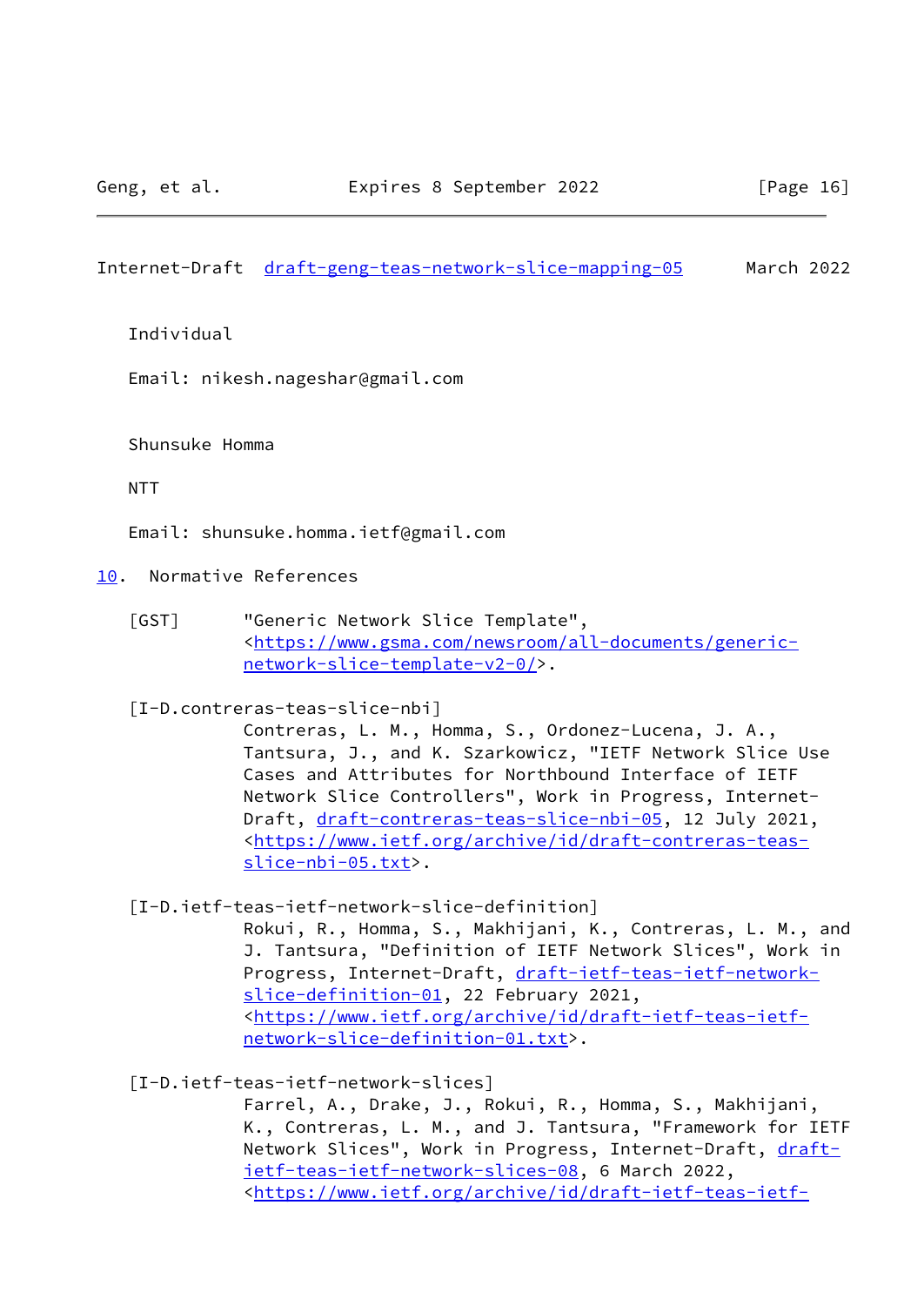Individual

Email: nikesh.nageshar@gmail.com

Shunsuke Homma

NTT

Email: shunsuke.homma.ietf@gmail.com

## 10. Normative References

[GST] "Generic Network Slice Template", <https://www.gsma.com/newsroom/all-documents/generic-network-slice-template-v2-0/>.

[I-D.contreras-teas-slice-nbi] Contreras, L. M., Homma, S., Ordonez-Lucena, J. A., Tantsura, J., and K. Szarkowicz, "IETF Network Slice Use Cases and Attributes for Northbound Interface of IETF Network Slice Controllers", Work in Progress, Internet-Draft, draft-contreras-teas-slice-nbi-05, 12 July 2021, <https://www.ietf.org/archive/id/draft-contreras-teas-slice-nbi-05.txt>.

[I-D.ietf-teas-ietf-network-slice-definition] Rokui, R., Homma, S., Makhijani, K., Contreras, L. M., and J. Tantsura, "Definition of IETF Network Slices", Work in Progress, Internet-Draft, draft-ietf-teas-ietf-network-slice-definition-01, 22 February 2021, <https://www.ietf.org/archive/id/draft-ietf-teas-ietf-network-slice-definition-01.txt>.

[I-D.ietf-teas-ietf-network-slices] Farrel, A., Drake, J., Rokui, R., Homma, S., Makhijani, K., Contreras, L. M., and J. Tantsura, "Framework for IETF Network Slices", Work in Progress, Internet-Draft, draft-ietf-teas-ietf-network-slices-08, 6 March 2022, <https://www.ietf.org/archive/id/draft-ietf-teas-ietf-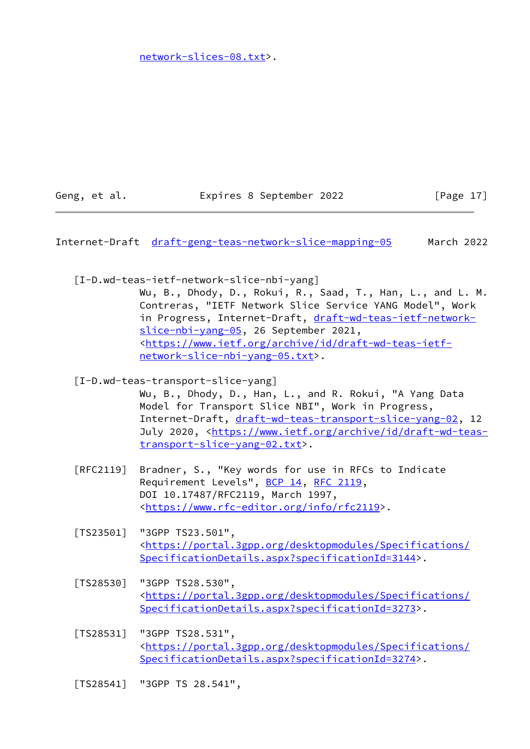network-slices-08.txt>.

[I-D.wd-teas-ietf-network-slice-nbi-yang]
Wu, B., Dhody, D., Rokui, R., Saad, T., Han, L., and L. M. Contreras, "IETF Network Slice Service YANG Model", Work in Progress, Internet-Draft, draft-wd-teas-ietf-network-slice-nbi-yang-05, 26 September 2021, <https://www.ietf.org/archive/id/draft-wd-teas-ietf-network-slice-nbi-yang-05.txt>.

[I-D.wd-teas-transport-slice-yang]
Wu, B., Dhody, D., Han, L., and R. Rokui, "A Yang Data Model for Transport Slice NBI", Work in Progress, Internet-Draft, draft-wd-teas-transport-slice-yang-02, 12 July 2020, <https://www.ietf.org/archive/id/draft-wd-teas-transport-slice-yang-02.txt>.

[RFC2119] Bradner, S., "Key words for use in RFCs to Indicate Requirement Levels", BCP 14, RFC 2119, DOI 10.17487/RFC2119, March 1997, <https://www.rfc-editor.org/info/rfc2119>.

[TS23501] "3GPP TS23.501", <https://portal.3gpp.org/desktopmodules/Specifications/SpecificationDetails.aspx?specificationId=3144>.

[TS28530] "3GPP TS28.530", <https://portal.3gpp.org/desktopmodules/Specifications/SpecificationDetails.aspx?specificationId=3273>.

[TS28531] "3GPP TS28.531", <https://portal.3gpp.org/desktopmodules/Specifications/SpecificationDetails.aspx?specificationId=3274>.

[TS28541] "3GPP TS 28.541",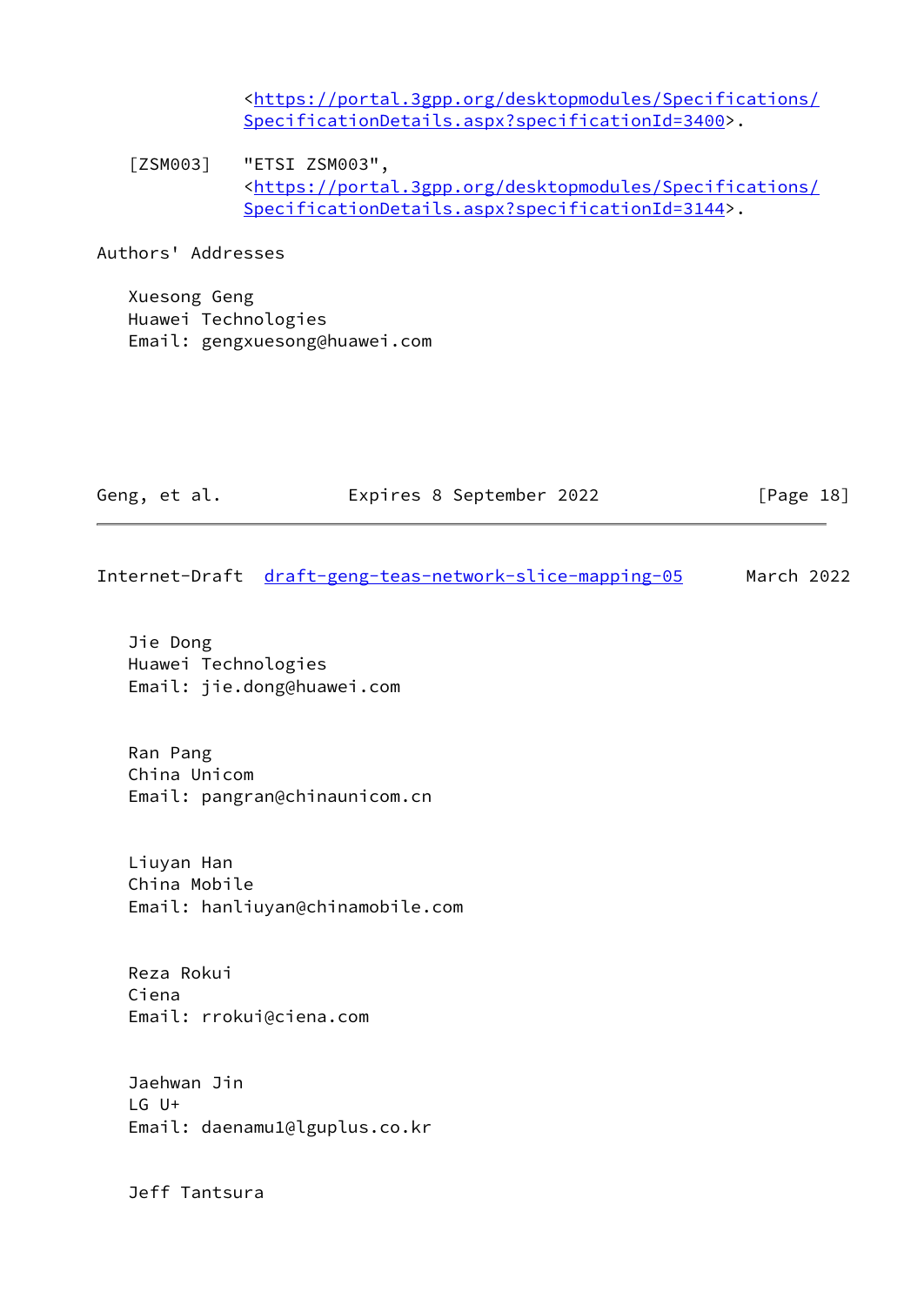<https://portal.3gpp.org/desktopmodules/Specifications/SpecificationDetails.aspx?specificationId=3400>.

[ZSM003] "ETSI ZSM003", <https://portal.3gpp.org/desktopmodules/Specifications/SpecificationDetails.aspx?specificationId=3144>.

## Authors' Addresses

Xuesong Geng
Huawei Technologies
Email: gengxuesong@huawei.com

Jie Dong
Huawei Technologies
Email: jie.dong@huawei.com

Ran Pang
China Unicom
Email: pangran@chinaunicom.cn

Liuyan Han
China Mobile
Email: hanliuyan@chinamobile.com

Reza Rokui
Ciena
Email: rrokui@ciena.com

Jaehwan Jin
LG U+
Email: daenamu1@lguplus.co.kr

Jeff Tantsura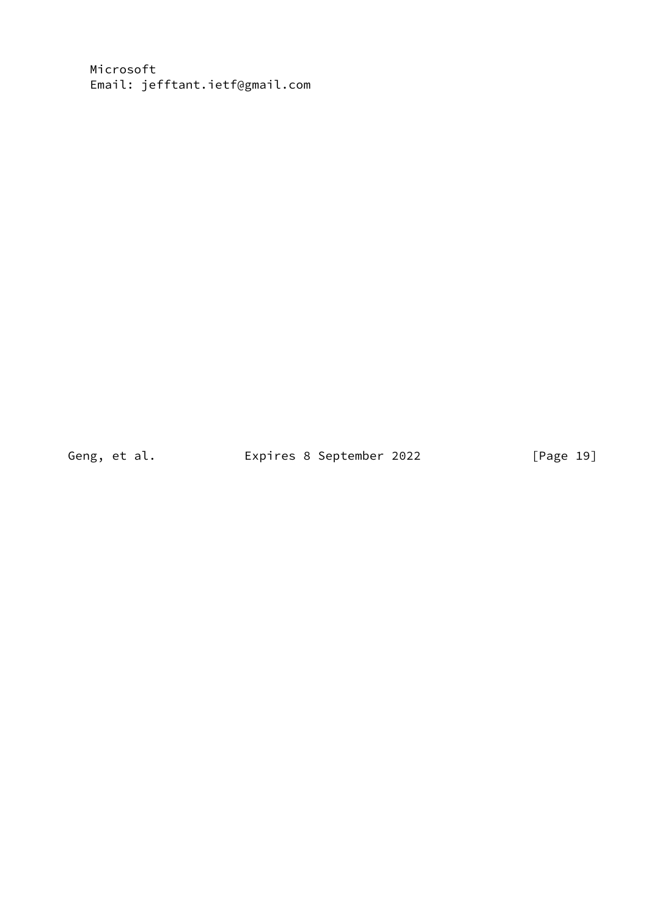Microsoft
Email: jefftant.ietf@gmail.com